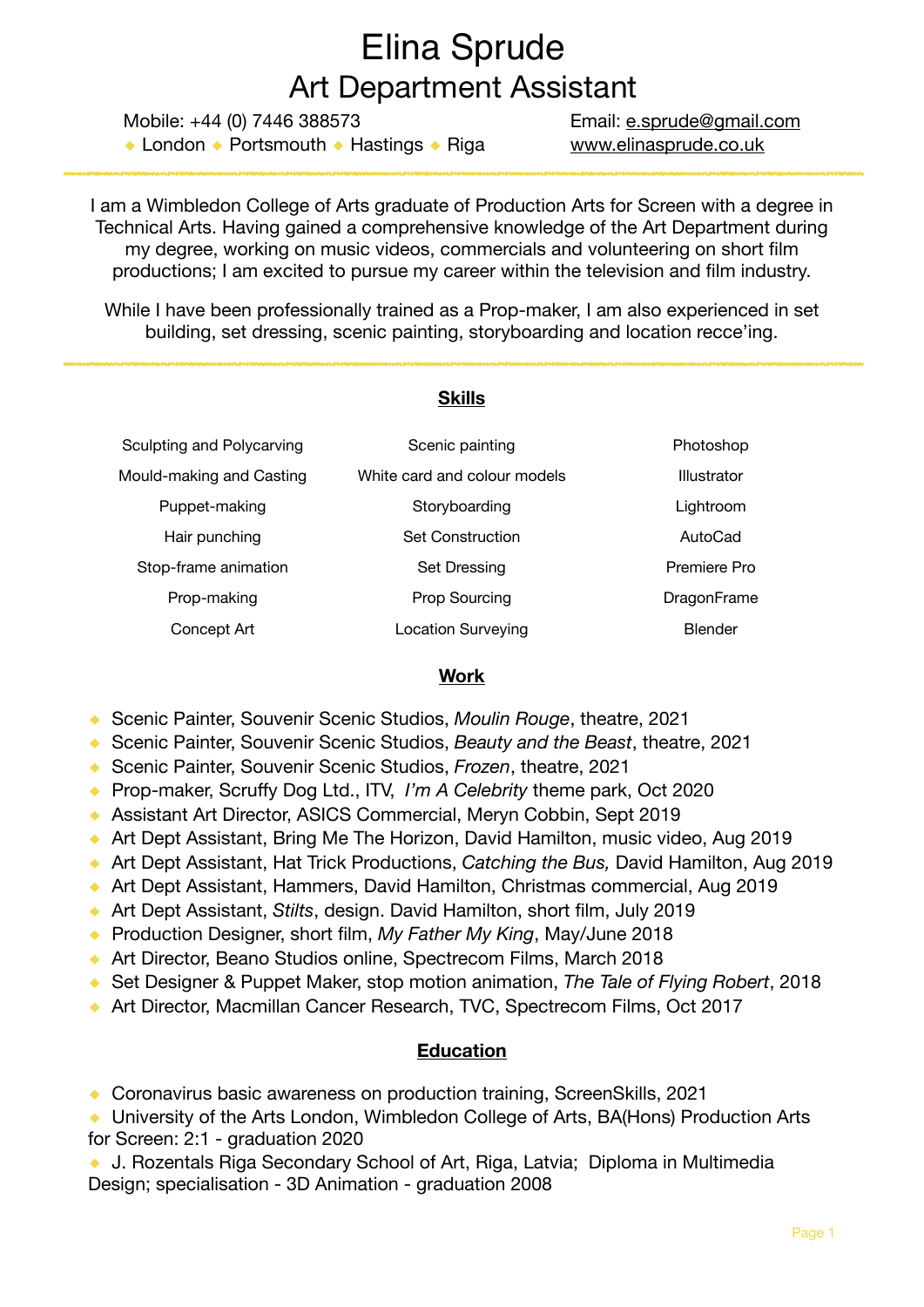# Elina Sprude

## Art Department Assistant

Mobile: +44 (0) 7446 388573
◆ London ◆ Portsmouth ◆ Hastings ◆ Riga

Email: e.sprude@gmail.com
www.elinasprude.co.uk

---

I am a Wimbledon College of Arts graduate of Production Arts for Screen with a degree in Technical Arts. Having gained a comprehensive knowledge of the Art Department during my degree, working on music videos, commercials and volunteering on short film productions; I am excited to pursue my career within the television and film industry.

While I have been professionally trained as a Prop-maker, I am also experienced in set building, set dressing, scenic painting, storyboarding and location recce'ing.

---

## Skills

| | | |
|---|---|---|
| Sculpting and Polycarving | Scenic painting | Photoshop |
| Mould-making and Casting | White card and colour models | Illustrator |
| Puppet-making | Storyboarding | Lightroom |
| Hair punching | Set Construction | AutoCad |
| Stop-frame animation | Set Dressing | Premiere Pro |
| Prop-making | Prop Sourcing | DragonFrame |
| Concept Art | Location Surveying | Blender |

## Work

- Scenic Painter, Souvenir Scenic Studios, *Moulin Rouge*, theatre, 2021
- Scenic Painter, Souvenir Scenic Studios, *Beauty and the Beast*, theatre, 2021
- Scenic Painter, Souvenir Scenic Studios, *Frozen*, theatre, 2021
- Prop-maker, Scruffy Dog Ltd., ITV, *I'm A Celebrity* theme park, Oct 2020
- Assistant Art Director, ASICS Commercial, Meryn Cobbin, Sept 2019
- Art Dept Assistant, Bring Me The Horizon, David Hamilton, music video, Aug 2019
- Art Dept Assistant, Hat Trick Productions, *Catching the Bus,* David Hamilton, Aug 2019
- Art Dept Assistant, Hammers, David Hamilton, Christmas commercial, Aug 2019
- Art Dept Assistant, *Stilts*, design. David Hamilton, short film, July 2019
- Production Designer, short film, *My Father My King*, May/June 2018
- Art Director, Beano Studios online, Spectrecom Films, March 2018
- Set Designer & Puppet Maker, stop motion animation, *The Tale of Flying Robert*, 2018
- Art Director, Macmillan Cancer Research, TVC, Spectrecom Films, Oct 2017

## Education

- Coronavirus basic awareness on production training, ScreenSkills, 2021
- University of the Arts London, Wimbledon College of Arts, BA(Hons) Production Arts for Screen: 2:1 - graduation 2020
- J. Rozentals Riga Secondary School of Art, Riga, Latvia; Diploma in Multimedia Design; specialisation - 3D Animation - graduation 2008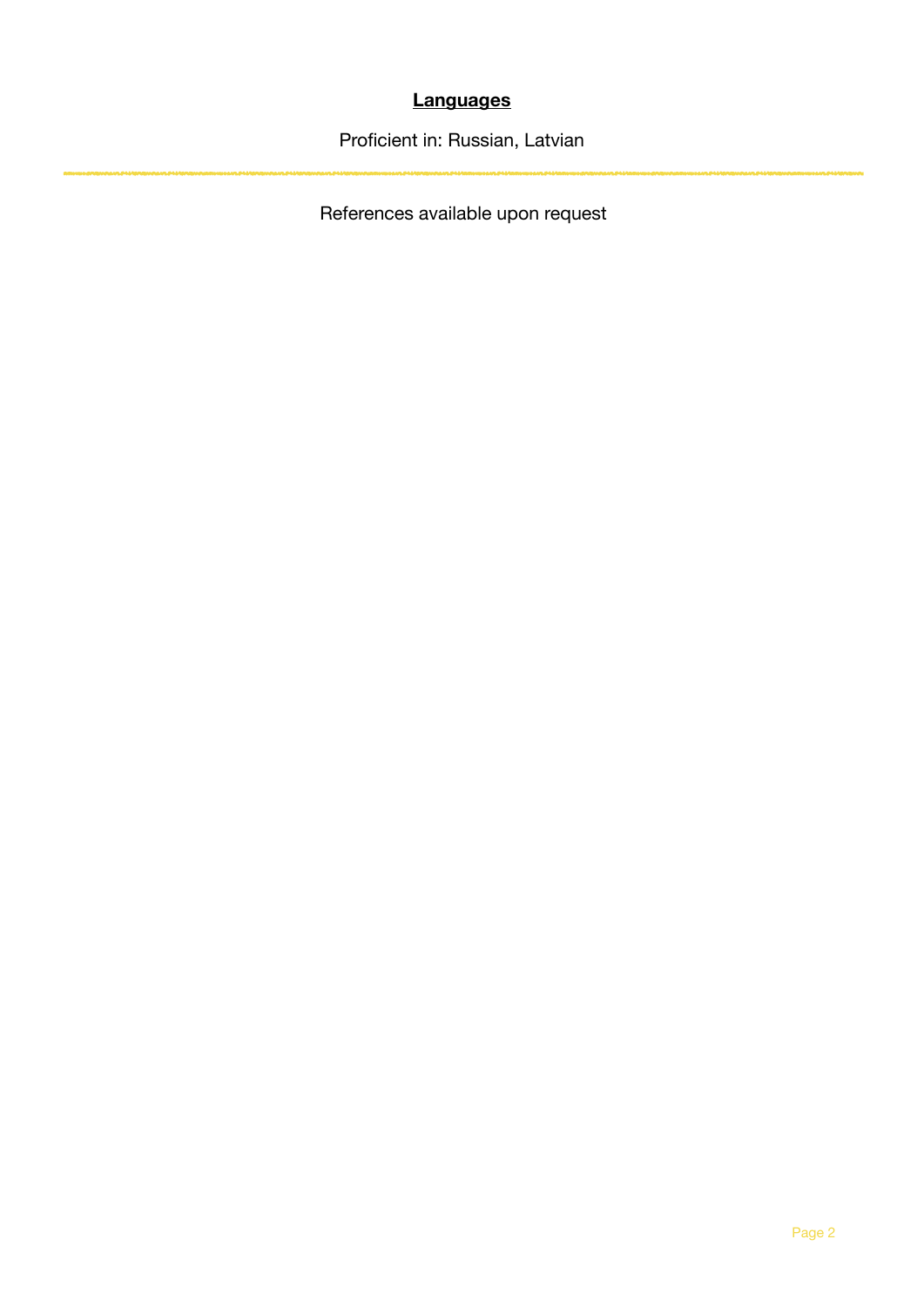## Languages

Proficient in: Russian, Latvian

---

References available upon request